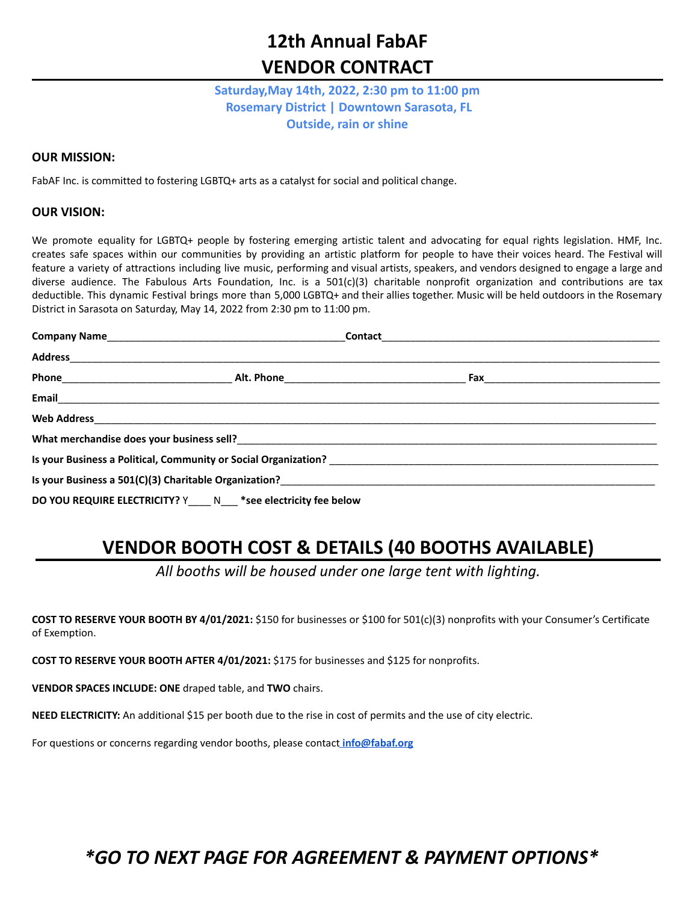# 12th Annual FabAF
# VENDOR CONTRACT

**Saturday,May 14th, 2022, 2:30 pm to 11:00 pm**
**Rosemary District | Downtown Sarasota, FL**
**Outside, rain or shine**

### OUR MISSION:

FabAF Inc. is committed to fostering LGBTQ+ arts as a catalyst for social and political change.

### OUR VISION:

We promote equality for LGBTQ+ people by fostering emerging artistic talent and advocating for equal rights legislation. HMF, Inc. creates safe spaces within our communities by providing an artistic platform for people to have their voices heard. The Festival will feature a variety of attractions including live music, performing and visual artists, speakers, and vendors designed to engage a large and diverse audience. The Fabulous Arts Foundation, Inc. is a 501(c)(3) charitable nonprofit organization and contributions are tax deductible. This dynamic Festival brings more than 5,000 LGBTQ+ and their allies together. Music will be held outdoors in the Rosemary District in Sarasota on Saturday, May 14, 2022 from 2:30 pm to 11:00 pm.

**Company Name**__________________________________________ **Contact**__________________________________________________

**Address**______________________________________________________________________________________________

**Phone**______________________________ **Alt. Phone**________________________________ **Fax**_______________________________

**Email**________________________________________________________________________________________________

**Web Address**__________________________________________________________________________________________

**What merchandise does your business sell?**_________________________________________________________________

**Is your Business a Political, Community or Social Organization?** _____________________________________________

**Is your Business a 501(C)(3) Charitable Organization?**______________________________________________________

**DO YOU REQUIRE ELECTRICITY?** Y____ N___ **\*see electricity fee below**

## VENDOR BOOTH COST & DETAILS (40 BOOTHS AVAILABLE)

*All booths will be housed under one large tent with lighting.*

**COST TO RESERVE YOUR BOOTH BY 4/01/2021:** $150 for businesses or $100 for 501(c)(3) nonprofits with your Consumer's Certificate of Exemption.

**COST TO RESERVE YOUR BOOTH AFTER 4/01/2021:** $175 for businesses and $125 for nonprofits.

**VENDOR SPACES INCLUDE: ONE** draped table, and **TWO** chairs.

**NEED ELECTRICITY:** An additional $15 per booth due to the rise in cost of permits and the use of city electric.

For questions or concerns regarding vendor booths, please contact **info@fabaf.org**

## *\*GO TO NEXT PAGE FOR AGREEMENT & PAYMENT OPTIONS\**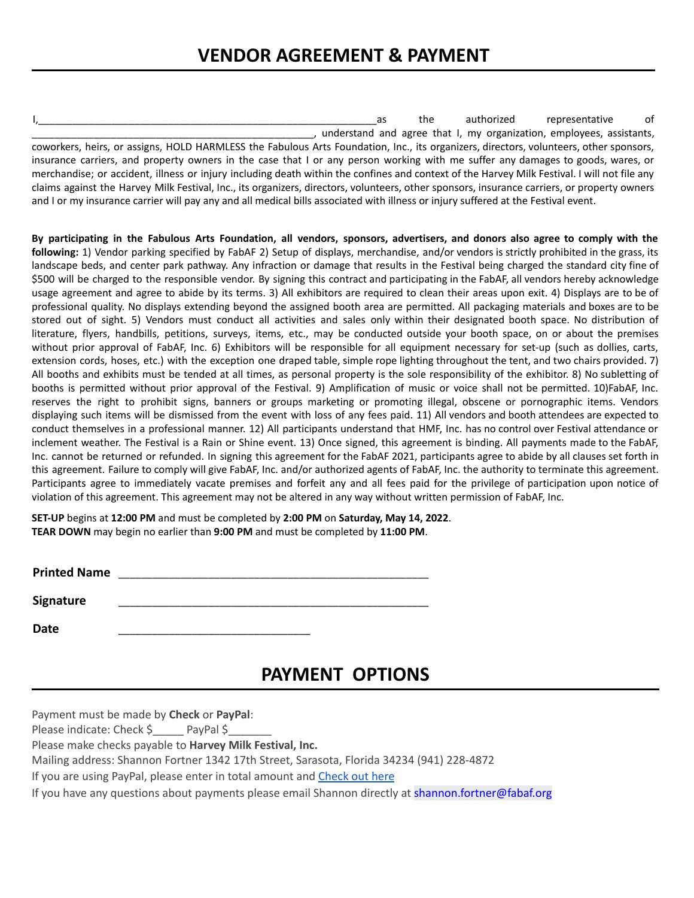# VENDOR AGREEMENT & PAYMENT

I,____________________________________________________________as the authorized representative of __________________________________________________, understand and agree that I, my organization, employees, assistants, coworkers, heirs, or assigns, HOLD HARMLESS the Fabulous Arts Foundation, Inc., its organizers, directors, volunteers, other sponsors, insurance carriers, and property owners in the case that I or any person working with me suffer any damages to goods, wares, or merchandise; or accident, illness or injury including death within the confines and context of the Harvey Milk Festival. I will not file any claims against the Harvey Milk Festival, Inc., its organizers, directors, volunteers, other sponsors, insurance carriers, or property owners and I or my insurance carrier will pay any and all medical bills associated with illness or injury suffered at the Festival event.

**By participating in the Fabulous Arts Foundation, all vendors, sponsors, advertisers, and donors also agree to comply with the following:** 1) Vendor parking specified by FabAF 2) Setup of displays, merchandise, and/or vendors is strictly prohibited in the grass, its landscape beds, and center park pathway. Any infraction or damage that results in the Festival being charged the standard city fine of $500 will be charged to the responsible vendor. By signing this contract and participating in the FabAF, all vendors hereby acknowledge usage agreement and agree to abide by its terms. 3) All exhibitors are required to clean their areas upon exit. 4) Displays are to be of professional quality. No displays extending beyond the assigned booth area are permitted. All packaging materials and boxes are to be stored out of sight. 5) Vendors must conduct all activities and sales only within their designated booth space. No distribution of literature, flyers, handbills, petitions, surveys, items, etc., may be conducted outside your booth space, on or about the premises without prior approval of FabAF, Inc. 6) Exhibitors will be responsible for all equipment necessary for set-up (such as dollies, carts, extension cords, hoses, etc.) with the exception one draped table, simple rope lighting throughout the tent, and two chairs provided. 7) All booths and exhibits must be tended at all times, as personal property is the sole responsibility of the exhibitor. 8) No subletting of booths is permitted without prior approval of the Festival. 9) Amplification of music or voice shall not be permitted. 10)FabAF, Inc. reserves the right to prohibit signs, banners or groups marketing or promoting illegal, obscene or pornographic items. Vendors displaying such items will be dismissed from the event with loss of any fees paid. 11) All vendors and booth attendees are expected to conduct themselves in a professional manner. 12) All participants understand that HMF, Inc. has no control over Festival attendance or inclement weather. The Festival is a Rain or Shine event. 13) Once signed, this agreement is binding. All payments made to the FabAF, Inc. cannot be returned or refunded. In signing this agreement for the FabAF 2021, participants agree to abide by all clauses set forth in this agreement. Failure to comply will give FabAF, Inc. and/or authorized agents of FabAF, Inc. the authority to terminate this agreement. Participants agree to immediately vacate premises and forfeit any and all fees paid for the privilege of participation upon notice of violation of this agreement. This agreement may not be altered in any way without written permission of FabAF, Inc.

**SET-UP** begins at **12:00 PM** and must be completed by **2:00 PM** on **Saturday, May 14, 2022**.
**TEAR DOWN** may begin no earlier than **9:00 PM** and must be completed by **11:00 PM**.

**Printed Name** __________________________________________________

**Signature** __________________________________________________

**Date** ______________________________

# PAYMENT OPTIONS

Payment must be made by **Check** or **PayPal**:
Please indicate: Check $_____ PayPal $_______
Please make checks payable to **Harvey Milk Festival, Inc.**
Mailing address: Shannon Fortner 1342 17th Street, Sarasota, Florida 34234 (941) 228-4872
If you are using PayPal, please enter in total amount and Check out here
If you have any questions about payments please email Shannon directly at shannon.fortner@fabaf.org